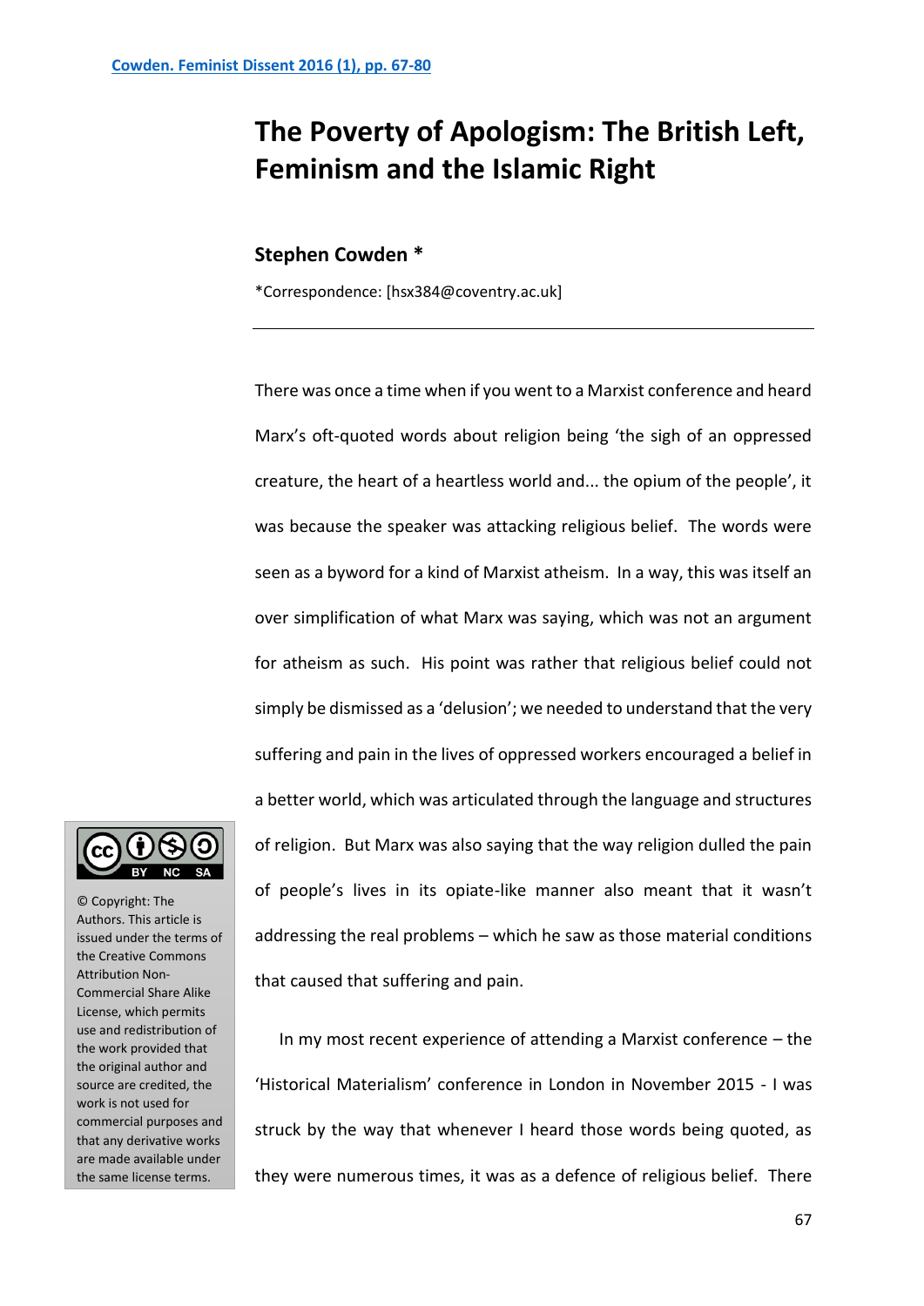# The Poverty of Apologism: The British Left, Feminism and the Islamic Right

**Stephen Cowden ***

*Correspondence: [hsx384@coventry.ac.uk]

---

There was once a time when if you went to a Marxist conference and heard Marx's oft-quoted words about religion being 'the sigh of an oppressed creature, the heart of a heartless world and... the opium of the people', it was because the speaker was attacking religious belief. The words were seen as a byword for a kind of Marxist atheism. In a way, this was itself an over simplification of what Marx was saying, which was not an argument for atheism as such. His point was rather that religious belief could not simply be dismissed as a 'delusion'; we needed to understand that the very suffering and pain in the lives of oppressed workers encouraged a belief in a better world, which was articulated through the language and structures of religion. But Marx was also saying that the way religion dulled the pain of people's lives in its opiate-like manner also meant that it wasn't addressing the real problems – which he saw as those material conditions that caused that suffering and pain.

In my most recent experience of attending a Marxist conference – the 'Historical Materialism' conference in London in November 2015 - I was struck by the way that whenever I heard those words being quoted, as they were numerous times, it was as a defence of religious belief. There

© Copyright: The Authors. This article is issued under the terms of the Creative Commons Attribution Non-Commercial Share Alike License, which permits use and redistribution of the work provided that the original author and source are credited, the work is not used for commercial purposes and that any derivative works are made available under the same license terms.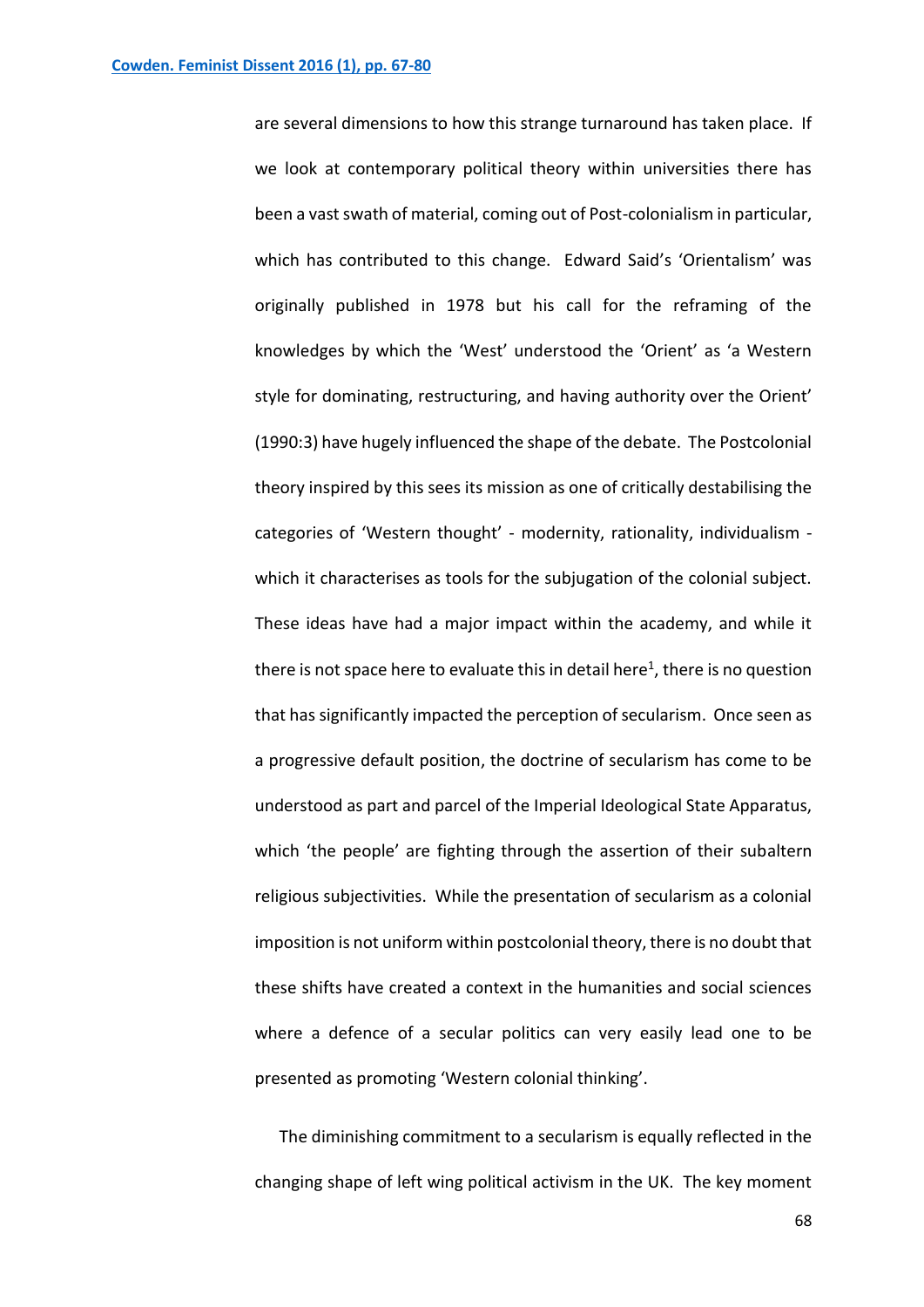are several dimensions to how this strange turnaround has taken place. If we look at contemporary political theory within universities there has been a vast swath of material, coming out of Post-colonialism in particular, which has contributed to this change. Edward Said's 'Orientalism' was originally published in 1978 but his call for the reframing of the knowledges by which the 'West' understood the 'Orient' as 'a Western style for dominating, restructuring, and having authority over the Orient' (1990:3) have hugely influenced the shape of the debate. The Postcolonial theory inspired by this sees its mission as one of critically destabilising the categories of 'Western thought' - modernity, rationality, individualism - which it characterises as tools for the subjugation of the colonial subject. These ideas have had a major impact within the academy, and while it there is not space here to evaluate this in detail here[1], there is no question that has significantly impacted the perception of secularism. Once seen as a progressive default position, the doctrine of secularism has come to be understood as part and parcel of the Imperial Ideological State Apparatus, which 'the people' are fighting through the assertion of their subaltern religious subjectivities. While the presentation of secularism as a colonial imposition is not uniform within postcolonial theory, there is no doubt that these shifts have created a context in the humanities and social sciences where a defence of a secular politics can very easily lead one to be presented as promoting 'Western colonial thinking'.

The diminishing commitment to a secularism is equally reflected in the changing shape of left wing political activism in the UK. The key moment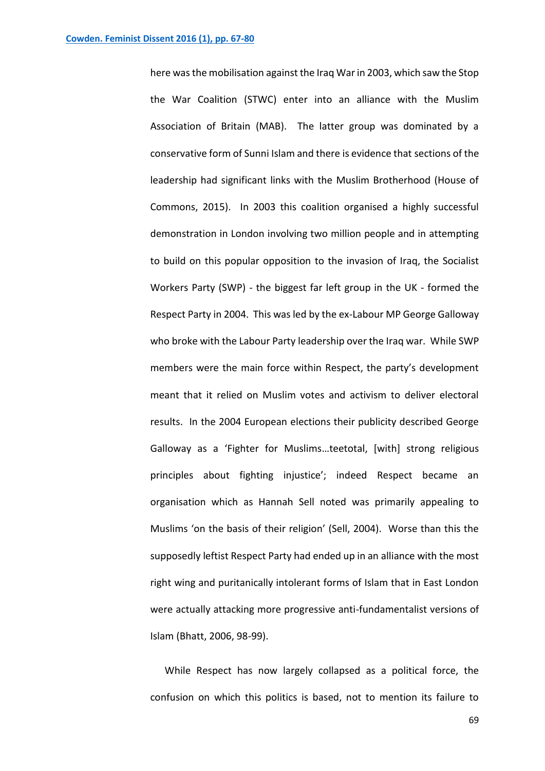here was the mobilisation against the Iraq War in 2003, which saw the Stop the War Coalition (STWC) enter into an alliance with the Muslim Association of Britain (MAB). The latter group was dominated by a conservative form of Sunni Islam and there is evidence that sections of the leadership had significant links with the Muslim Brotherhood (House of Commons, 2015). In 2003 this coalition organised a highly successful demonstration in London involving two million people and in attempting to build on this popular opposition to the invasion of Iraq, the Socialist Workers Party (SWP) - the biggest far left group in the UK - formed the Respect Party in 2004. This was led by the ex-Labour MP George Galloway who broke with the Labour Party leadership over the Iraq war. While SWP members were the main force within Respect, the party's development meant that it relied on Muslim votes and activism to deliver electoral results. In the 2004 European elections their publicity described George Galloway as a 'Fighter for Muslims…teetotal, [with] strong religious principles about fighting injustice'; indeed Respect became an organisation which as Hannah Sell noted was primarily appealing to Muslims 'on the basis of their religion' (Sell, 2004). Worse than this the supposedly leftist Respect Party had ended up in an alliance with the most right wing and puritanically intolerant forms of Islam that in East London were actually attacking more progressive anti-fundamentalist versions of Islam (Bhatt, 2006, 98-99).

While Respect has now largely collapsed as a political force, the confusion on which this politics is based, not to mention its failure to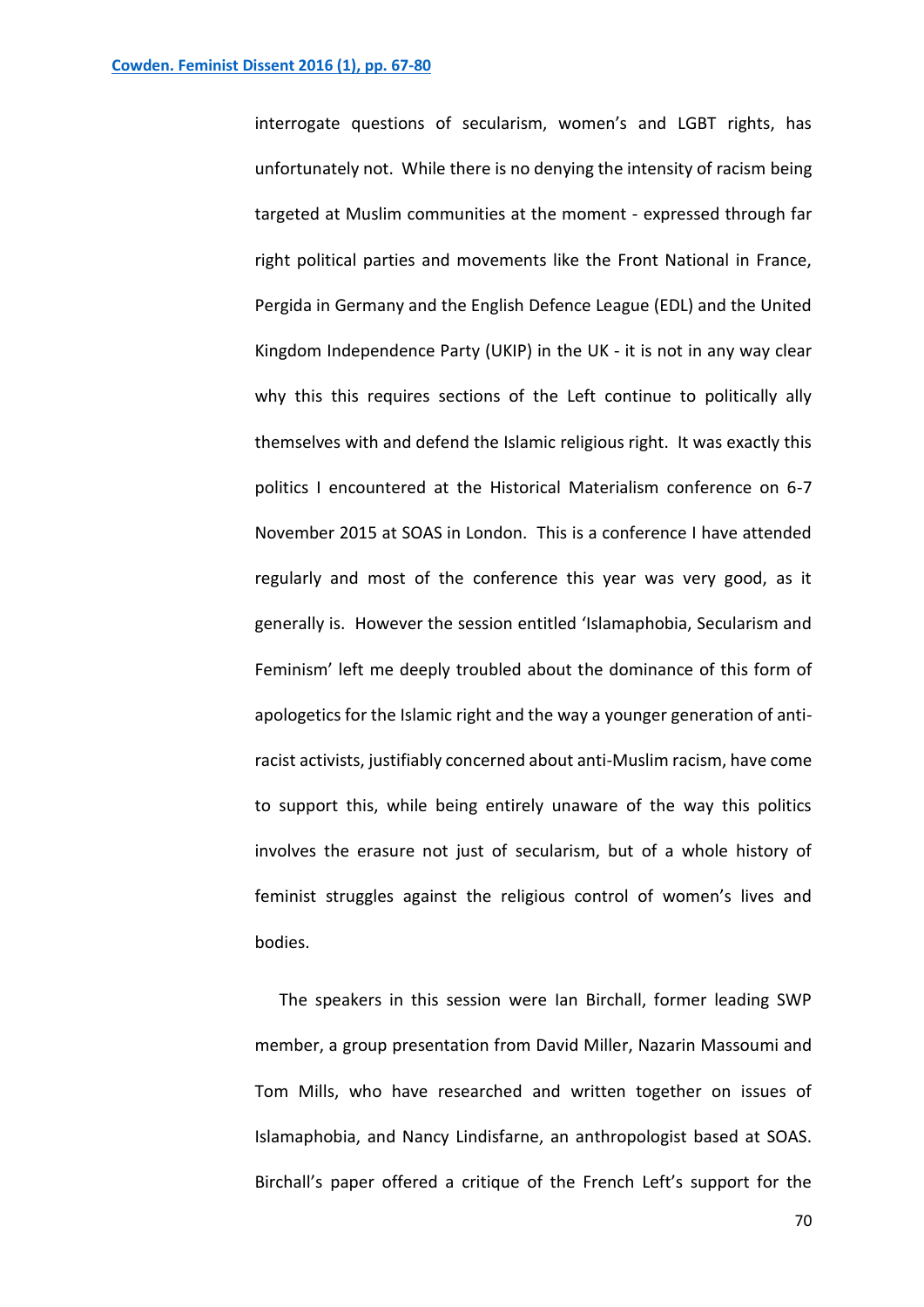interrogate questions of secularism, women's and LGBT rights, has unfortunately not. While there is no denying the intensity of racism being targeted at Muslim communities at the moment - expressed through far right political parties and movements like the Front National in France, Pergida in Germany and the English Defence League (EDL) and the United Kingdom Independence Party (UKIP) in the UK - it is not in any way clear why this this requires sections of the Left continue to politically ally themselves with and defend the Islamic religious right. It was exactly this politics I encountered at the Historical Materialism conference on 6-7 November 2015 at SOAS in London. This is a conference I have attended regularly and most of the conference this year was very good, as it generally is. However the session entitled 'Islamaphobia, Secularism and Feminism' left me deeply troubled about the dominance of this form of apologetics for the Islamic right and the way a younger generation of anti-racist activists, justifiably concerned about anti-Muslim racism, have come to support this, while being entirely unaware of the way this politics involves the erasure not just of secularism, but of a whole history of feminist struggles against the religious control of women's lives and bodies.

The speakers in this session were Ian Birchall, former leading SWP member, a group presentation from David Miller, Nazarin Massoumi and Tom Mills, who have researched and written together on issues of Islamaphobia, and Nancy Lindisfarne, an anthropologist based at SOAS. Birchall's paper offered a critique of the French Left's support for the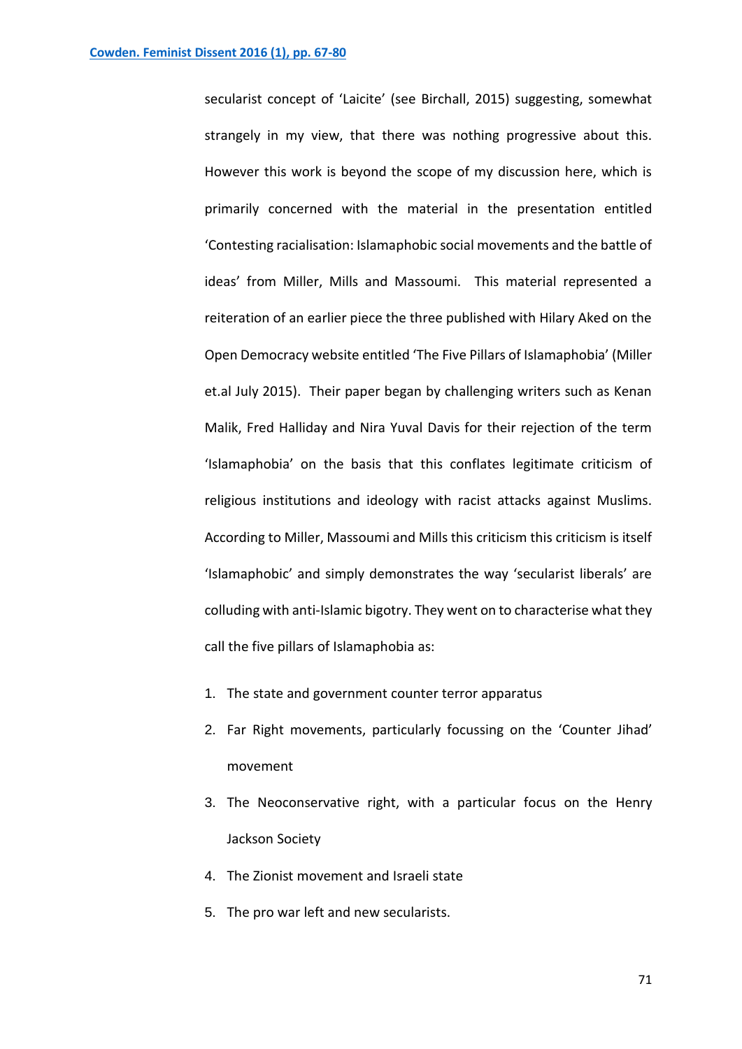secularist concept of 'Laicite' (see Birchall, 2015) suggesting, somewhat strangely in my view, that there was nothing progressive about this. However this work is beyond the scope of my discussion here, which is primarily concerned with the material in the presentation entitled 'Contesting racialisation: Islamaphobic social movements and the battle of ideas' from Miller, Mills and Massoumi. This material represented a reiteration of an earlier piece the three published with Hilary Aked on the Open Democracy website entitled 'The Five Pillars of Islamaphobia' (Miller et.al July 2015). Their paper began by challenging writers such as Kenan Malik, Fred Halliday and Nira Yuval Davis for their rejection of the term 'Islamaphobia' on the basis that this conflates legitimate criticism of religious institutions and ideology with racist attacks against Muslims. According to Miller, Massoumi and Mills this criticism this criticism is itself 'Islamaphobic' and simply demonstrates the way 'secularist liberals' are colluding with anti-Islamic bigotry. They went on to characterise what they call the five pillars of Islamaphobia as:

1. The state and government counter terror apparatus
2. Far Right movements, particularly focussing on the 'Counter Jihad' movement
3. The Neoconservative right, with a particular focus on the Henry Jackson Society
4. The Zionist movement and Israeli state
5. The pro war left and new secularists.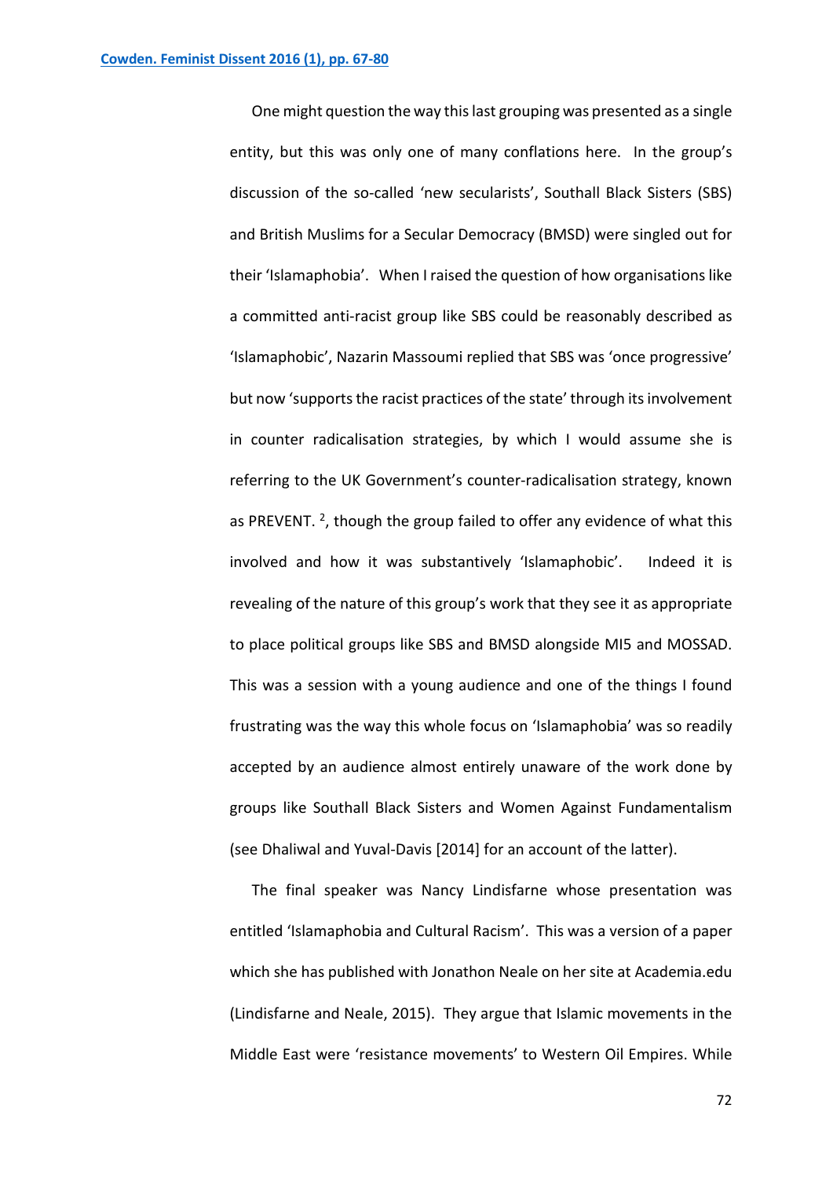One might question the way this last grouping was presented as a single entity, but this was only one of many conflations here. In the group's discussion of the so-called 'new secularists', Southall Black Sisters (SBS) and British Muslims for a Secular Democracy (BMSD) were singled out for their 'Islamaphobia'. When I raised the question of how organisations like a committed anti-racist group like SBS could be reasonably described as 'Islamaphobic', Nazarin Massoumi replied that SBS was 'once progressive' but now 'supports the racist practices of the state' through its involvement in counter radicalisation strategies, by which I would assume she is referring to the UK Government's counter-radicalisation strategy, known as PREVENT. [2], though the group failed to offer any evidence of what this involved and how it was substantively 'Islamaphobic'. Indeed it is revealing of the nature of this group's work that they see it as appropriate to place political groups like SBS and BMSD alongside MI5 and MOSSAD. This was a session with a young audience and one of the things I found frustrating was the way this whole focus on 'Islamaphobia' was so readily accepted by an audience almost entirely unaware of the work done by groups like Southall Black Sisters and Women Against Fundamentalism (see Dhaliwal and Yuval-Davis [2014] for an account of the latter).

The final speaker was Nancy Lindisfarne whose presentation was entitled 'Islamaphobia and Cultural Racism'. This was a version of a paper which she has published with Jonathon Neale on her site at Academia.edu (Lindisfarne and Neale, 2015). They argue that Islamic movements in the Middle East were 'resistance movements' to Western Oil Empires. While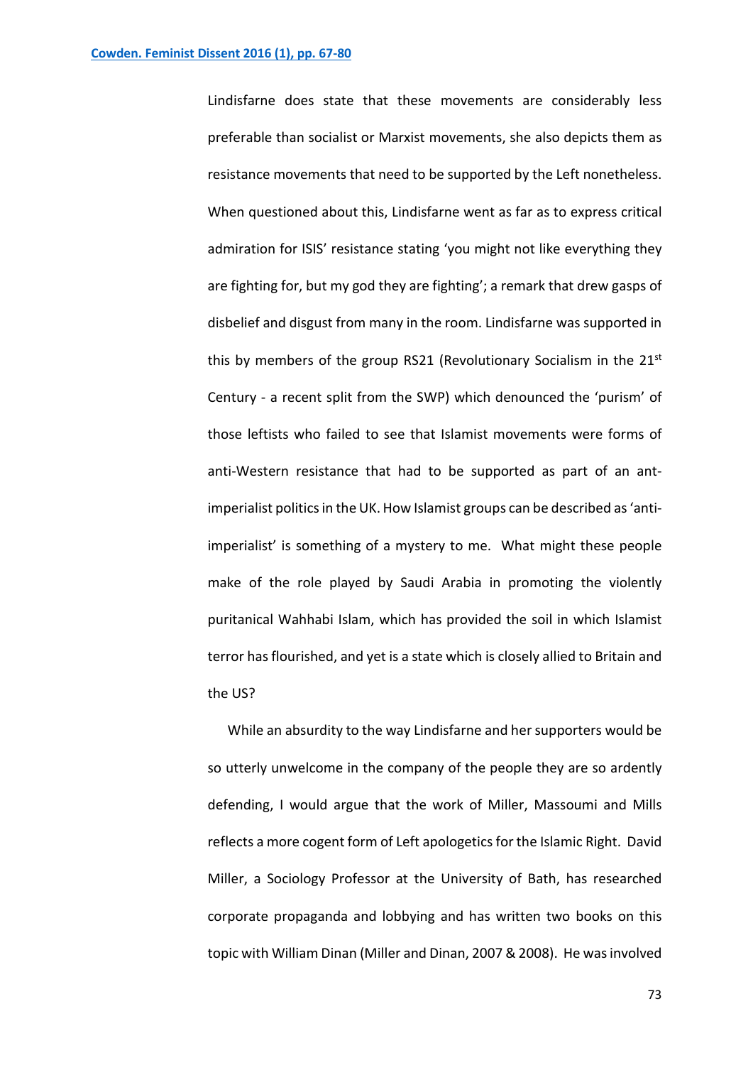Lindisfarne does state that these movements are considerably less preferable than socialist or Marxist movements, she also depicts them as resistance movements that need to be supported by the Left nonetheless. When questioned about this, Lindisfarne went as far as to express critical admiration for ISIS' resistance stating 'you might not like everything they are fighting for, but my god they are fighting'; a remark that drew gasps of disbelief and disgust from many in the room. Lindisfarne was supported in this by members of the group RS21 (Revolutionary Socialism in the 21st Century - a recent split from the SWP) which denounced the 'purism' of those leftists who failed to see that Islamist movements were forms of anti-Western resistance that had to be supported as part of an ant-imperialist politics in the UK. How Islamist groups can be described as 'anti-imperialist' is something of a mystery to me. What might these people make of the role played by Saudi Arabia in promoting the violently puritanical Wahhabi Islam, which has provided the soil in which Islamist terror has flourished, and yet is a state which is closely allied to Britain and the US?

While an absurdity to the way Lindisfarne and her supporters would be so utterly unwelcome in the company of the people they are so ardently defending, I would argue that the work of Miller, Massoumi and Mills reflects a more cogent form of Left apologetics for the Islamic Right. David Miller, a Sociology Professor at the University of Bath, has researched corporate propaganda and lobbying and has written two books on this topic with William Dinan (Miller and Dinan, 2007 & 2008). He was involved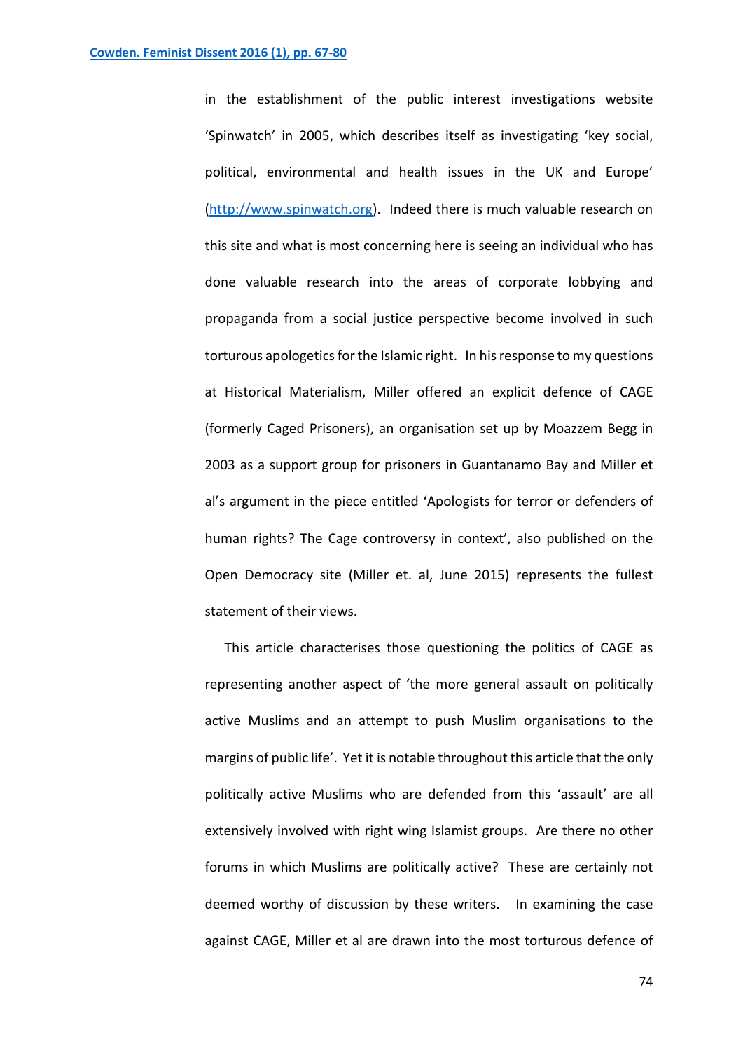in the establishment of the public interest investigations website 'Spinwatch' in 2005, which describes itself as investigating 'key social, political, environmental and health issues in the UK and Europe' (http://www.spinwatch.org). Indeed there is much valuable research on this site and what is most concerning here is seeing an individual who has done valuable research into the areas of corporate lobbying and propaganda from a social justice perspective become involved in such torturous apologetics for the Islamic right. In his response to my questions at Historical Materialism, Miller offered an explicit defence of CAGE (formerly Caged Prisoners), an organisation set up by Moazzem Begg in 2003 as a support group for prisoners in Guantanamo Bay and Miller et al's argument in the piece entitled 'Apologists for terror or defenders of human rights? The Cage controversy in context', also published on the Open Democracy site (Miller et. al, June 2015) represents the fullest statement of their views.

This article characterises those questioning the politics of CAGE as representing another aspect of 'the more general assault on politically active Muslims and an attempt to push Muslim organisations to the margins of public life'. Yet it is notable throughout this article that the only politically active Muslims who are defended from this 'assault' are all extensively involved with right wing Islamist groups. Are there no other forums in which Muslims are politically active? These are certainly not deemed worthy of discussion by these writers. In examining the case against CAGE, Miller et al are drawn into the most torturous defence of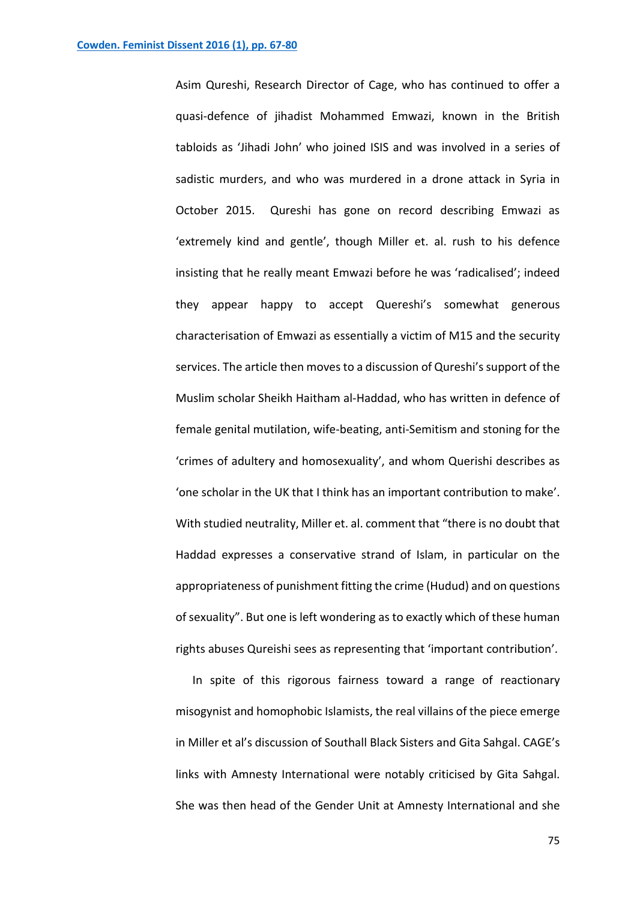Asim Qureshi, Research Director of Cage, who has continued to offer a quasi-defence of jihadist Mohammed Emwazi, known in the British tabloids as 'Jihadi John' who joined ISIS and was involved in a series of sadistic murders, and who was murdered in a drone attack in Syria in October 2015. Qureshi has gone on record describing Emwazi as 'extremely kind and gentle', though Miller et. al. rush to his defence insisting that he really meant Emwazi before he was 'radicalised'; indeed they appear happy to accept Quereshi's somewhat generous characterisation of Emwazi as essentially a victim of M15 and the security services. The article then moves to a discussion of Qureshi's support of the Muslim scholar Sheikh Haitham al-Haddad, who has written in defence of female genital mutilation, wife-beating, anti-Semitism and stoning for the 'crimes of adultery and homosexuality', and whom Querishi describes as 'one scholar in the UK that I think has an important contribution to make'. With studied neutrality, Miller et. al. comment that "there is no doubt that Haddad expresses a conservative strand of Islam, in particular on the appropriateness of punishment fitting the crime (Hudud) and on questions of sexuality". But one is left wondering as to exactly which of these human rights abuses Qureishi sees as representing that 'important contribution'.

In spite of this rigorous fairness toward a range of reactionary misogynist and homophobic Islamists, the real villains of the piece emerge in Miller et al's discussion of Southall Black Sisters and Gita Sahgal. CAGE's links with Amnesty International were notably criticised by Gita Sahgal. She was then head of the Gender Unit at Amnesty International and she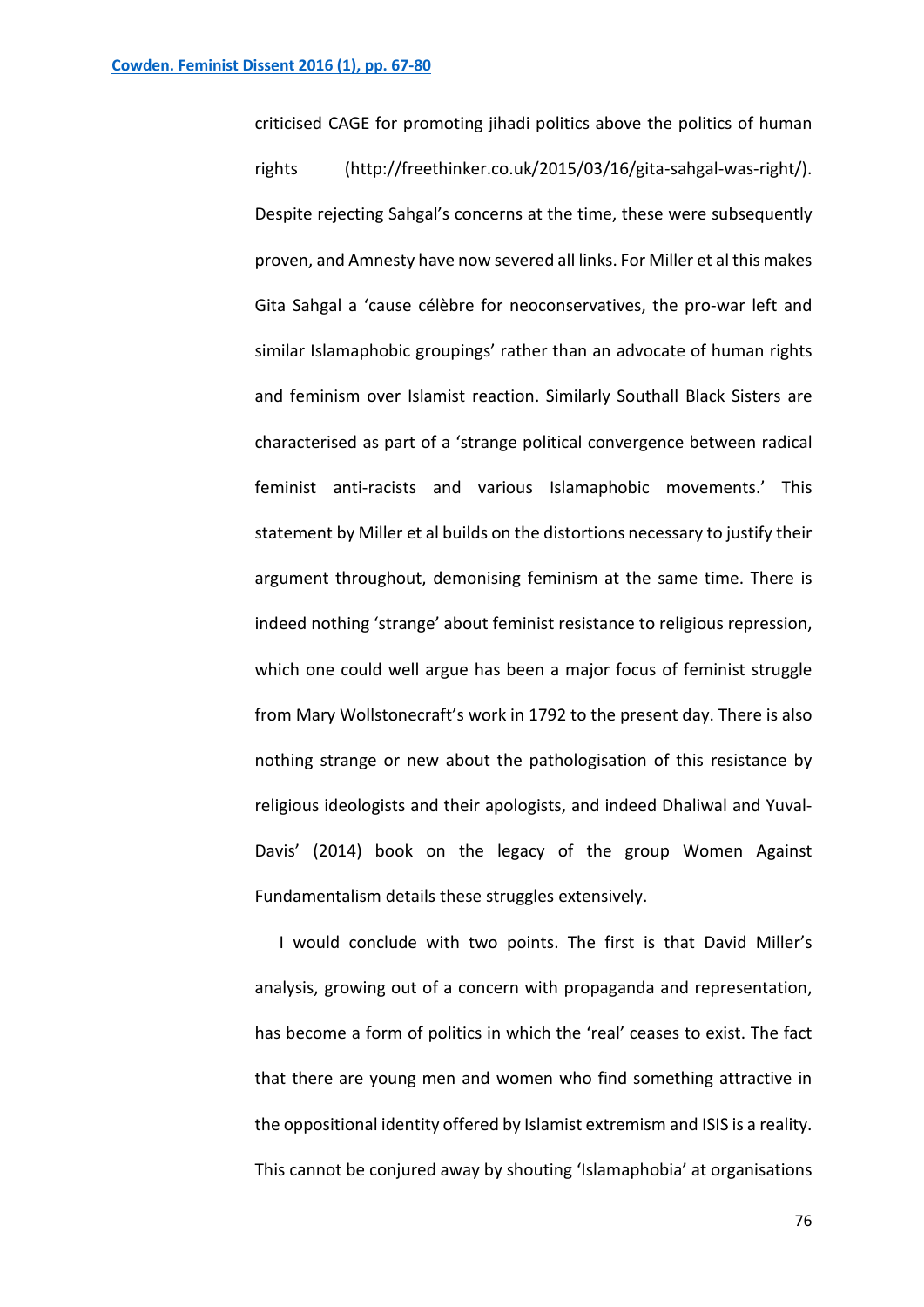criticised CAGE for promoting jihadi politics above the politics of human rights (http://freethinker.co.uk/2015/03/16/gita-sahgal-was-right/). Despite rejecting Sahgal's concerns at the time, these were subsequently proven, and Amnesty have now severed all links. For Miller et al this makes Gita Sahgal a 'cause célèbre for neoconservatives, the pro-war left and similar Islamaphobic groupings' rather than an advocate of human rights and feminism over Islamist reaction. Similarly Southall Black Sisters are characterised as part of a 'strange political convergence between radical feminist anti-racists and various Islamaphobic movements.' This statement by Miller et al builds on the distortions necessary to justify their argument throughout, demonising feminism at the same time. There is indeed nothing 'strange' about feminist resistance to religious repression, which one could well argue has been a major focus of feminist struggle from Mary Wollstonecraft's work in 1792 to the present day. There is also nothing strange or new about the pathologisation of this resistance by religious ideologists and their apologists, and indeed Dhaliwal and Yuval-Davis' (2014) book on the legacy of the group Women Against Fundamentalism details these struggles extensively.

I would conclude with two points. The first is that David Miller's analysis, growing out of a concern with propaganda and representation, has become a form of politics in which the 'real' ceases to exist. The fact that there are young men and women who find something attractive in the oppositional identity offered by Islamist extremism and ISIS is a reality. This cannot be conjured away by shouting 'Islamaphobia' at organisations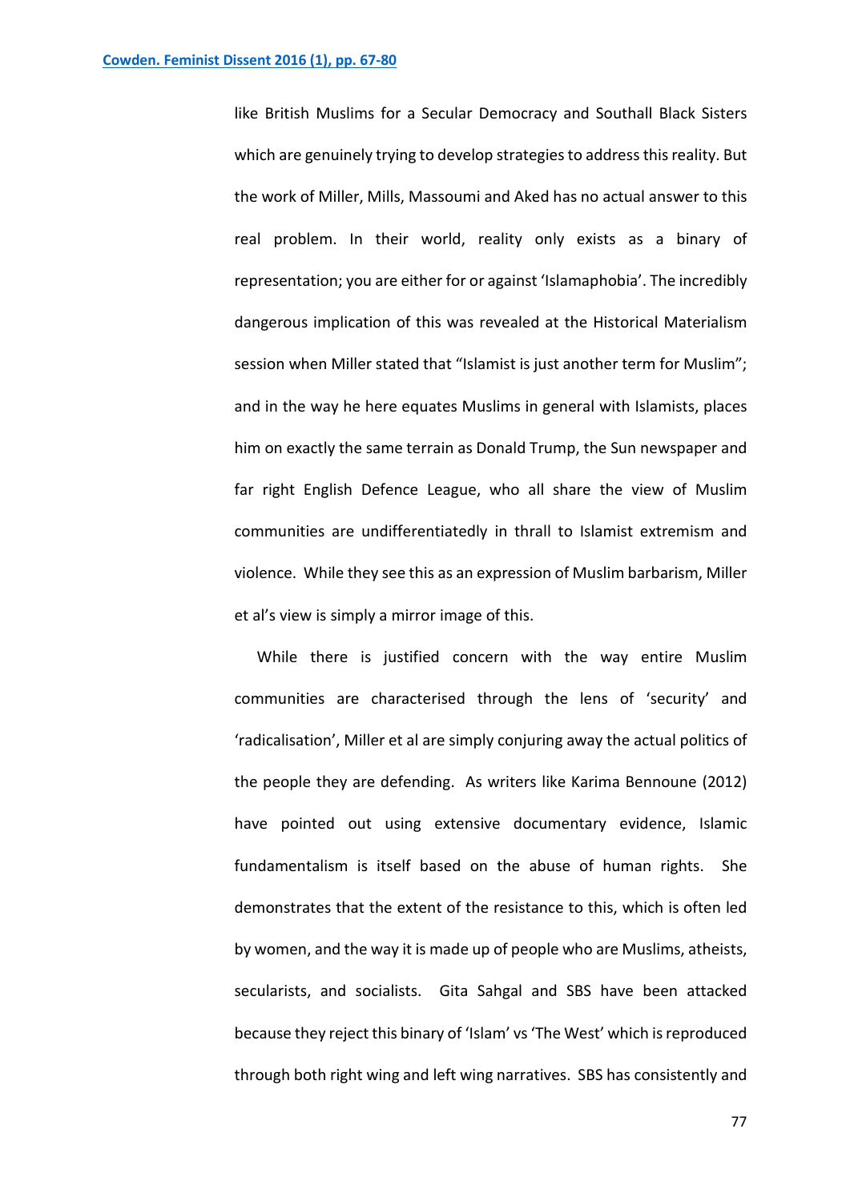like British Muslims for a Secular Democracy and Southall Black Sisters which are genuinely trying to develop strategies to address this reality. But the work of Miller, Mills, Massoumi and Aked has no actual answer to this real problem. In their world, reality only exists as a binary of representation; you are either for or against 'Islamaphobia'. The incredibly dangerous implication of this was revealed at the Historical Materialism session when Miller stated that "Islamist is just another term for Muslim"; and in the way he here equates Muslims in general with Islamists, places him on exactly the same terrain as Donald Trump, the Sun newspaper and far right English Defence League, who all share the view of Muslim communities are undifferentiatedly in thrall to Islamist extremism and violence. While they see this as an expression of Muslim barbarism, Miller et al's view is simply a mirror image of this.

While there is justified concern with the way entire Muslim communities are characterised through the lens of 'security' and 'radicalisation', Miller et al are simply conjuring away the actual politics of the people they are defending. As writers like Karima Bennoune (2012) have pointed out using extensive documentary evidence, Islamic fundamentalism is itself based on the abuse of human rights. She demonstrates that the extent of the resistance to this, which is often led by women, and the way it is made up of people who are Muslims, atheists, secularists, and socialists. Gita Sahgal and SBS have been attacked because they reject this binary of 'Islam' vs 'The West' which is reproduced through both right wing and left wing narratives. SBS has consistently and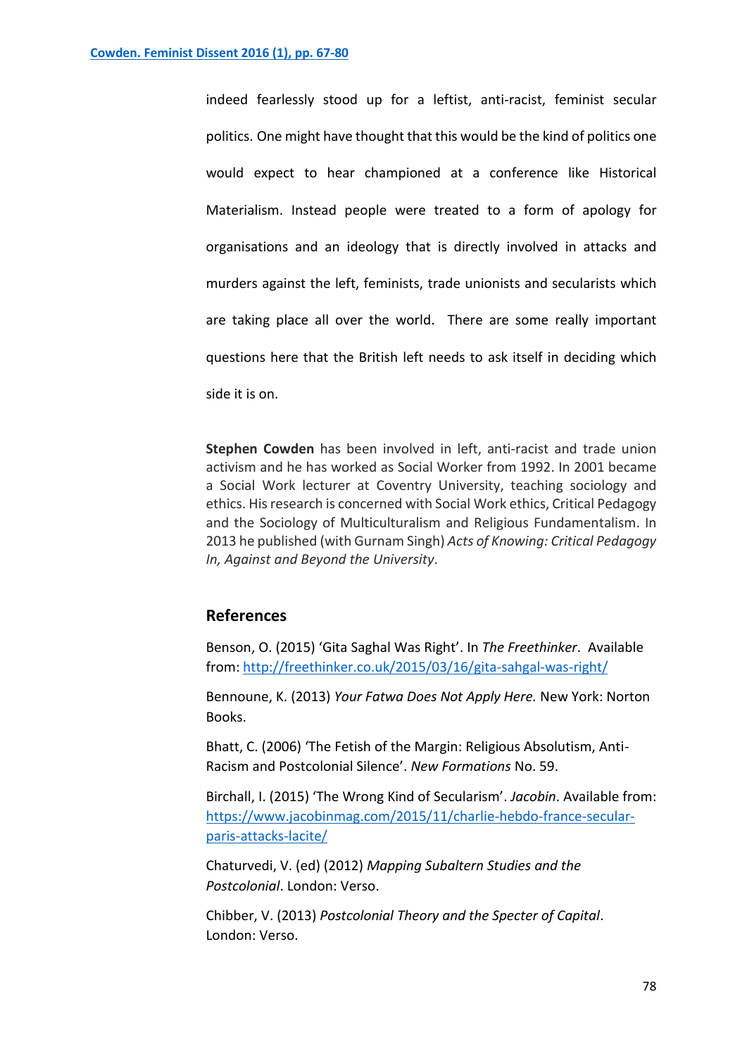indeed fearlessly stood up for a leftist, anti-racist, feminist secular politics. One might have thought that this would be the kind of politics one would expect to hear championed at a conference like Historical Materialism. Instead people were treated to a form of apology for organisations and an ideology that is directly involved in attacks and murders against the left, feminists, trade unionists and secularists which are taking place all over the world. There are some really important questions here that the British left needs to ask itself in deciding which side it is on.

**Stephen Cowden** has been involved in left, anti-racist and trade union activism and he has worked as Social Worker from 1992. In 2001 became a Social Work lecturer at Coventry University, teaching sociology and ethics. His research is concerned with Social Work ethics, Critical Pedagogy and the Sociology of Multiculturalism and Religious Fundamentalism. In 2013 he published (with Gurnam Singh) *Acts of Knowing: Critical Pedagogy In, Against and Beyond the University*.

## References

Benson, O. (2015) 'Gita Saghal Was Right'. In *The Freethinker*. Available from: http://freethinker.co.uk/2015/03/16/gita-sahgal-was-right/

Bennoune, K. (2013) *Your Fatwa Does Not Apply Here.* New York: Norton Books.

Bhatt, C. (2006) 'The Fetish of the Margin: Religious Absolutism, Anti-Racism and Postcolonial Silence'. *New Formations* No. 59.

Birchall, I. (2015) 'The Wrong Kind of Secularism'. *Jacobin*. Available from: https://www.jacobinmag.com/2015/11/charlie-hebdo-france-secular-paris-attacks-lacite/

Chaturvedi, V. (ed) (2012) *Mapping Subaltern Studies and the Postcolonial*. London: Verso.

Chibber, V. (2013) *Postcolonial Theory and the Specter of Capital*. London: Verso.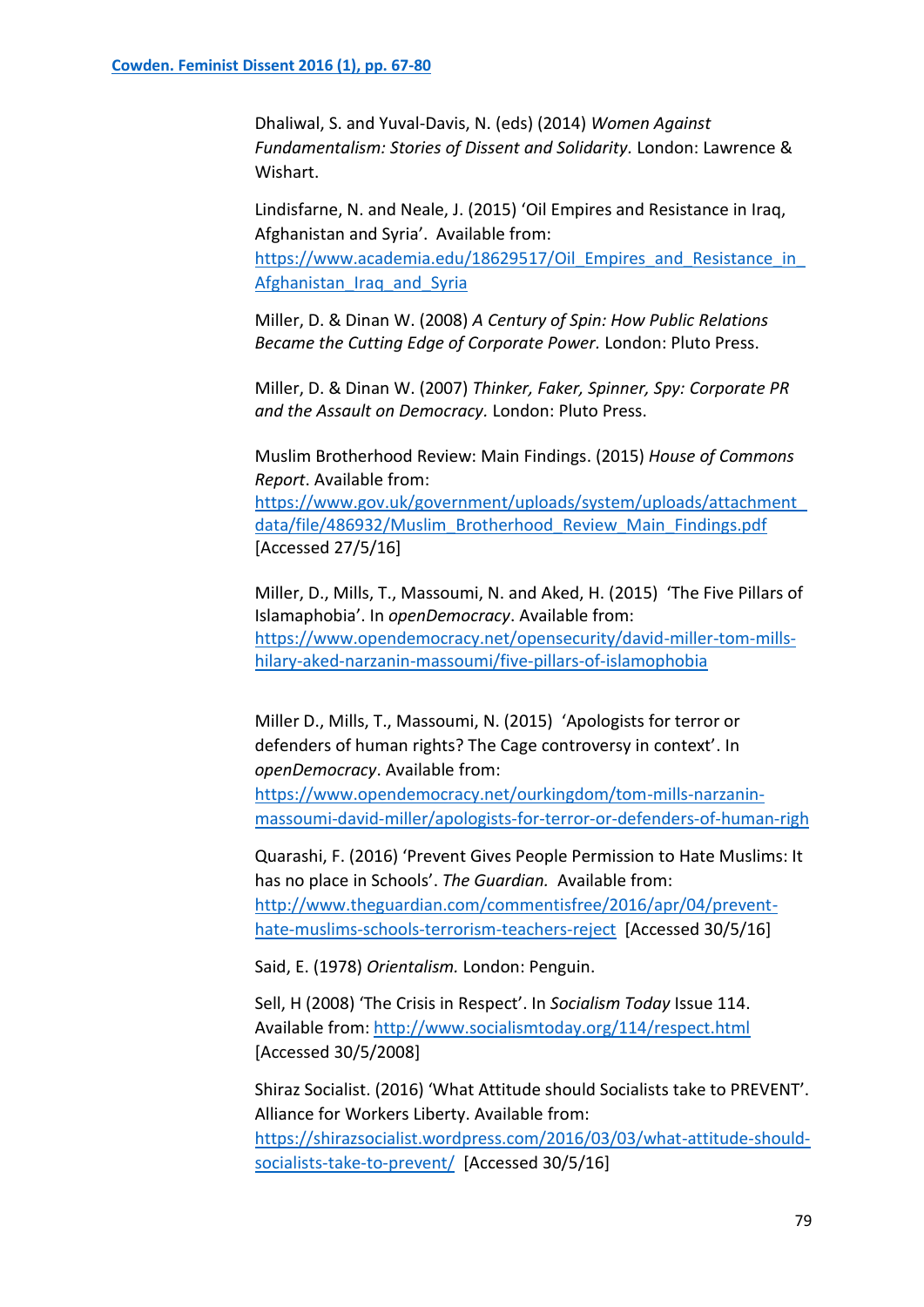Dhaliwal, S. and Yuval-Davis, N. (eds) (2014) *Women Against Fundamentalism: Stories of Dissent and Solidarity.* London: Lawrence & Wishart.

Lindisfarne, N. and Neale, J. (2015) 'Oil Empires and Resistance in Iraq, Afghanistan and Syria'. Available from: https://www.academia.edu/18629517/Oil_Empires_and_Resistance_in_Afghanistan_Iraq_and_Syria

Miller, D. & Dinan W. (2008) *A Century of Spin: How Public Relations Became the Cutting Edge of Corporate Power.* London: Pluto Press.

Miller, D. & Dinan W. (2007) *Thinker, Faker, Spinner, Spy: Corporate PR and the Assault on Democracy.* London: Pluto Press.

Muslim Brotherhood Review: Main Findings. (2015) *House of Commons Report*. Available from: https://www.gov.uk/government/uploads/system/uploads/attachment_data/file/486932/Muslim_Brotherhood_Review_Main_Findings.pdf [Accessed 27/5/16]

Miller, D., Mills, T., Massoumi, N. and Aked, H. (2015) 'The Five Pillars of Islamaphobia'. In *openDemocracy*. Available from: https://www.opendemocracy.net/opensecurity/david-miller-tom-mills-hilary-aked-narzanin-massoumi/five-pillars-of-islamophobia

Miller D., Mills, T., Massoumi, N. (2015) 'Apologists for terror or defenders of human rights? The Cage controversy in context'. In *openDemocracy*. Available from: https://www.opendemocracy.net/ourkingdom/tom-mills-narzanin-massoumi-david-miller/apologists-for-terror-or-defenders-of-human-righ

Quarashi, F. (2016) 'Prevent Gives People Permission to Hate Muslims: It has no place in Schools'. *The Guardian.* Available from: http://www.theguardian.com/commentisfree/2016/apr/04/prevent-hate-muslims-schools-terrorism-teachers-reject [Accessed 30/5/16]

Said, E. (1978) *Orientalism.* London: Penguin.

Sell, H (2008) 'The Crisis in Respect'. In *Socialism Today* Issue 114. Available from: http://www.socialismtoday.org/114/respect.html [Accessed 30/5/2008]

Shiraz Socialist. (2016) 'What Attitude should Socialists take to PREVENT'. Alliance for Workers Liberty. Available from: https://shirazsocialist.wordpress.com/2016/03/03/what-attitude-should-socialists-take-to-prevent/ [Accessed 30/5/16]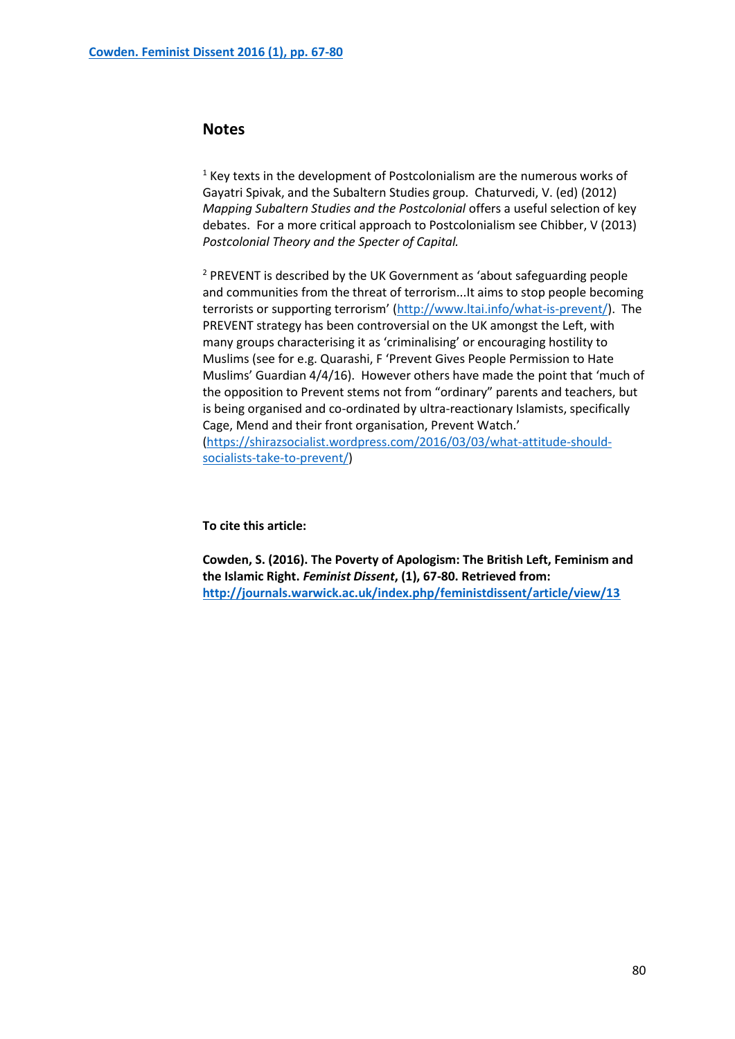## Notes

[1] Key texts in the development of Postcolonialism are the numerous works of Gayatri Spivak, and the Subaltern Studies group. Chaturvedi, V. (ed) (2012) *Mapping Subaltern Studies and the Postcolonial* offers a useful selection of key debates. For a more critical approach to Postcolonialism see Chibber, V (2013) *Postcolonial Theory and the Specter of Capital.*

[2] PREVENT is described by the UK Government as 'about safeguarding people and communities from the threat of terrorism...It aims to stop people becoming terrorists or supporting terrorism' (http://www.ltai.info/what-is-prevent/). The PREVENT strategy has been controversial on the UK amongst the Left, with many groups characterising it as 'criminalising' or encouraging hostility to Muslims (see for e.g. Quarashi, F 'Prevent Gives People Permission to Hate Muslims' Guardian 4/4/16). However others have made the point that 'much of the opposition to Prevent stems not from "ordinary" parents and teachers, but is being organised and co-ordinated by ultra-reactionary Islamists, specifically Cage, Mend and their front organisation, Prevent Watch.' (https://shirazsocialist.wordpress.com/2016/03/03/what-attitude-should-socialists-take-to-prevent/)

**To cite this article:**

**Cowden, S. (2016). The Poverty of Apologism: The British Left, Feminism and the Islamic Right. *Feminist Dissent*, (1), 67-80. Retrieved from: http://journals.warwick.ac.uk/index.php/feministdissent/article/view/13**